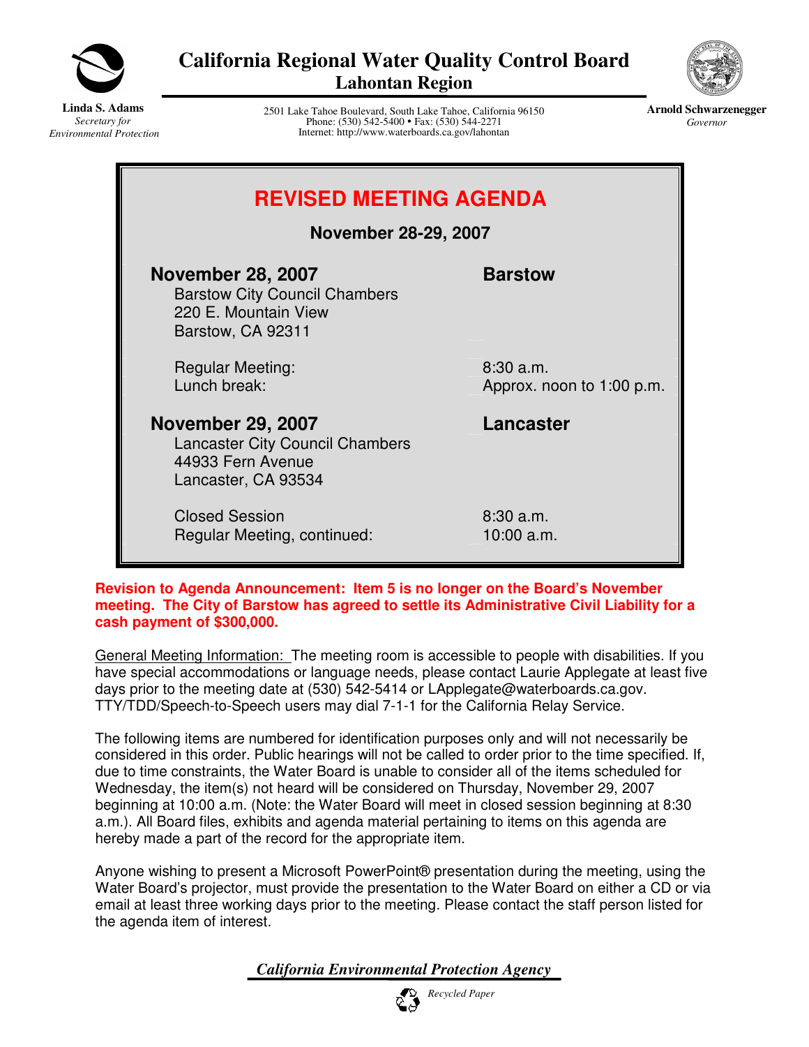# California Regional Water Quality Control Board
## Lahontan Region

**Linda S. Adams**
*Secretary for Environmental Protection*

2501 Lake Tahoe Boulevard, South Lake Tahoe, California 96150
Phone: (530) 542-5400 • Fax: (530) 544-2271
Internet: http://www.waterboards.ca.gov/lahontan

**Arnold Schwarzenegger**
*Governor*

# REVISED MEETING AGENDA

**November 28-29, 2007**

**November 28, 2007** — **Barstow**
Barstow City Council Chambers
220 E. Mountain View
Barstow, CA 92311

| | |
|---|---|
| Regular Meeting: | 8:30 a.m. |
| Lunch break: | Approx. noon to 1:00 p.m. |

**November 29, 2007** — **Lancaster**
Lancaster City Council Chambers
44933 Fern Avenue
Lancaster, CA 93534

| | |
|---|---|
| Closed Session | 8:30 a.m. |
| Regular Meeting, continued: | 10:00 a.m. |

**Revision to Agenda Announcement: Item 5 is no longer on the Board's November meeting. The City of Barstow has agreed to settle its Administrative Civil Liability for a cash payment of $300,000.**

General Meeting Information: The meeting room is accessible to people with disabilities. If you have special accommodations or language needs, please contact Laurie Applegate at least five days prior to the meeting date at (530) 542-5414 or LApplegate@waterboards.ca.gov. TTY/TDD/Speech-to-Speech users may dial 7-1-1 for the California Relay Service.

The following items are numbered for identification purposes only and will not necessarily be considered in this order. Public hearings will not be called to order prior to the time specified. If, due to time constraints, the Water Board is unable to consider all of the items scheduled for Wednesday, the item(s) not heard will be considered on Thursday, November 29, 2007 beginning at 10:00 a.m. (Note: the Water Board will meet in closed session beginning at 8:30 a.m.). All Board files, exhibits and agenda material pertaining to items on this agenda are hereby made a part of the record for the appropriate item.

Anyone wishing to present a Microsoft PowerPoint® presentation during the meeting, using the Water Board's projector, must provide the presentation to the Water Board on either a CD or via email at least three working days prior to the meeting. Please contact the staff person listed for the agenda item of interest.

*California Environmental Protection Agency*

*Recycled Paper*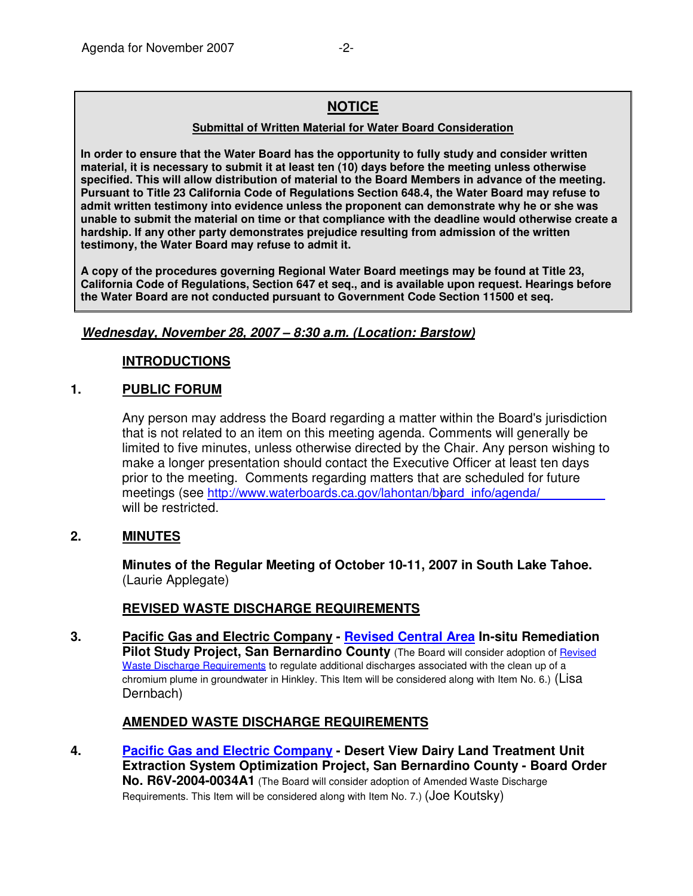## NOTICE

**Submittal of Written Material for Water Board Consideration**

**In order to ensure that the Water Board has the opportunity to fully study and consider written material, it is necessary to submit it at least ten (10) days before the meeting unless otherwise specified. This will allow distribution of material to the Board Members in advance of the meeting. Pursuant to Title 23 California Code of Regulations Section 648.4, the Water Board may refuse to admit written testimony into evidence unless the proponent can demonstrate why he or she was unable to submit the material on time or that compliance with the deadline would otherwise create a hardship. If any other party demonstrates prejudice resulting from admission of the written testimony, the Water Board may refuse to admit it.**

**A copy of the procedures governing Regional Water Board meetings may be found at Title 23, California Code of Regulations, Section 647 et seq., and is available upon request. Hearings before the Water Board are not conducted pursuant to Government Code Section 11500 et seq.**

***Wednesday, November 28, 2007 – 8:30 a.m. (Location: Barstow)***

**INTRODUCTIONS**

**1. PUBLIC FORUM**

Any person may address the Board regarding a matter within the Board's jurisdiction that is not related to an item on this meeting agenda. Comments will generally be limited to five minutes, unless otherwise directed by the Chair. Any person wishing to make a longer presentation should contact the Executive Officer at least ten days prior to the meeting. Comments regarding matters that are scheduled for future meetings (see http://www.waterboards.ca.gov/lahontan/board_info/agenda/ will be restricted.

**2. MINUTES**

**Minutes of the Regular Meeting of October 10-11, 2007 in South Lake Tahoe.** (Laurie Applegate)

**REVISED WASTE DISCHARGE REQUIREMENTS**

**3. Pacific Gas and Electric Company - Revised Central Area In-situ Remediation Pilot Study Project, San Bernardino County** (The Board will consider adoption of Revised Waste Discharge Requirements to regulate additional discharges associated with the clean up of a chromium plume in groundwater in Hinkley. This Item will be considered along with Item No. 6.) (Lisa Dernbach)

**AMENDED WASTE DISCHARGE REQUIREMENTS**

**4. Pacific Gas and Electric Company - Desert View Dairy Land Treatment Unit Extraction System Optimization Project, San Bernardino County - Board Order No. R6V-2004-0034A1** (The Board will consider adoption of Amended Waste Discharge Requirements. This Item will be considered along with Item No. 7.) (Joe Koutsky)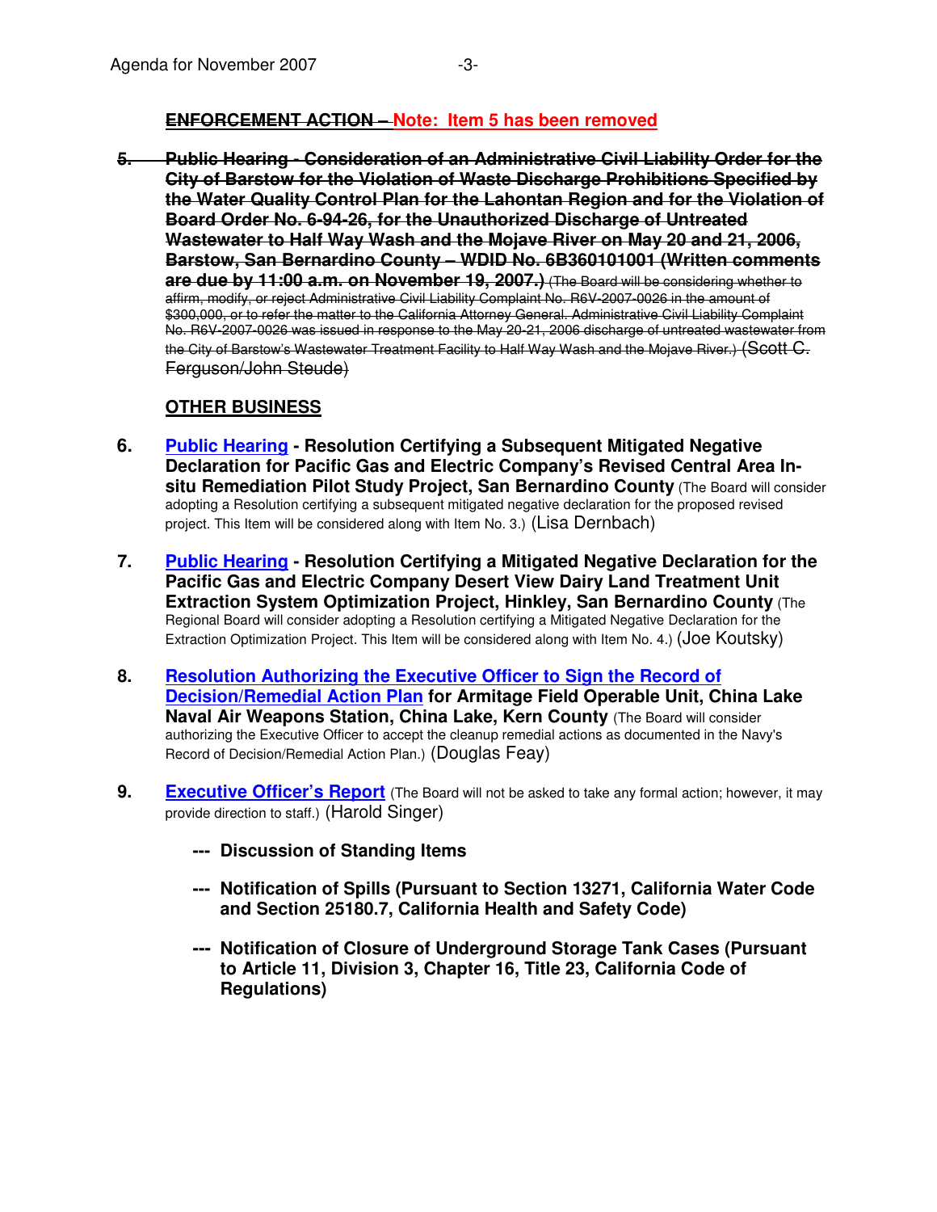## ~~ENFORCEMENT ACTION –~~ Note: Item 5 has been removed

~~**5. Public Hearing - Consideration of an Administrative Civil Liability Order for the City of Barstow for the Violation of Waste Discharge Prohibitions Specified by the Water Quality Control Plan for the Lahontan Region and for the Violation of Board Order No. 6-94-26, for the Unauthorized Discharge of Untreated Wastewater to Half Way Wash and the Mojave River on May 20 and 21, 2006, Barstow, San Bernardino County – WDID No. 6B360101001 (Written comments are due by 11:00 a.m. on November 19, 2007.)** (The Board will be considering whether to affirm, modify, or reject Administrative Civil Liability Complaint No. R6V-2007-0026 in the amount of $300,000, or to refer the matter to the California Attorney General. Administrative Civil Liability Complaint No. R6V-2007-0026 was issued in response to the May 20-21, 2006 discharge of untreated wastewater from the City of Barstow's Wastewater Treatment Facility to Half Way Wash and the Mojave River.) (Scott C. Ferguson/John Steude)~~

## OTHER BUSINESS

**6. Public Hearing - Resolution Certifying a Subsequent Mitigated Negative Declaration for Pacific Gas and Electric Company's Revised Central Area In-situ Remediation Pilot Study Project, San Bernardino County** (The Board will consider adopting a Resolution certifying a subsequent mitigated negative declaration for the proposed revised project. This Item will be considered along with Item No. 3.) (Lisa Dernbach)

**7. Public Hearing - Resolution Certifying a Mitigated Negative Declaration for the Pacific Gas and Electric Company Desert View Dairy Land Treatment Unit Extraction System Optimization Project, Hinkley, San Bernardino County** (The Regional Board will consider adopting a Resolution certifying a Mitigated Negative Declaration for the Extraction Optimization Project. This Item will be considered along with Item No. 4.) (Joe Koutsky)

**8. Resolution Authorizing the Executive Officer to Sign the Record of Decision/Remedial Action Plan for Armitage Field Operable Unit, China Lake Naval Air Weapons Station, China Lake, Kern County** (The Board will consider authorizing the Executive Officer to accept the cleanup remedial actions as documented in the Navy's Record of Decision/Remedial Action Plan.) (Douglas Feay)

**9. Executive Officer's Report** (The Board will not be asked to take any formal action; however, it may provide direction to staff.) (Harold Singer)

- **--- Discussion of Standing Items**
- **--- Notification of Spills (Pursuant to Section 13271, California Water Code and Section 25180.7, California Health and Safety Code)**
- **--- Notification of Closure of Underground Storage Tank Cases (Pursuant to Article 11, Division 3, Chapter 16, Title 23, California Code of Regulations)**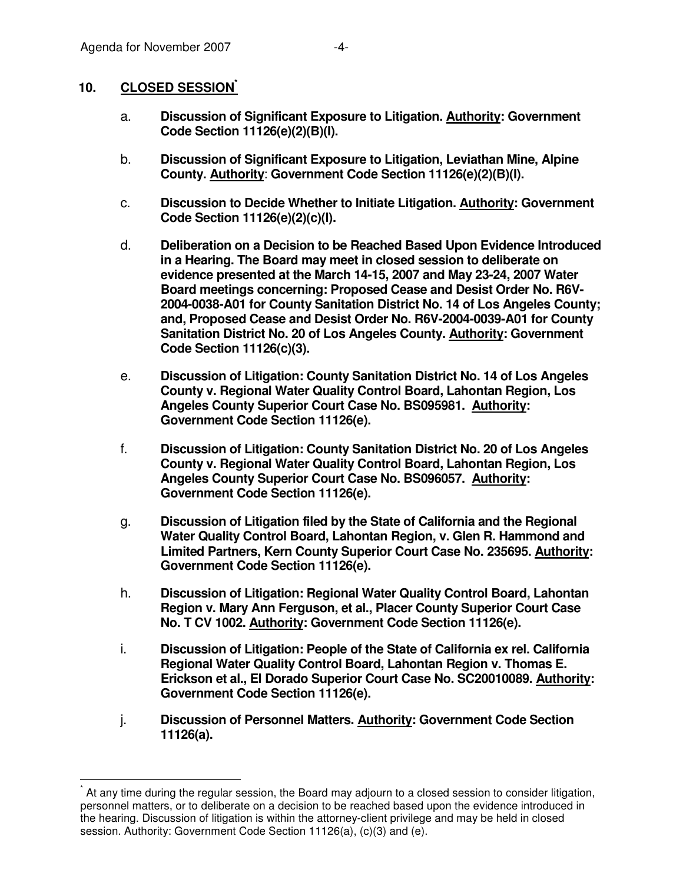## 10. CLOSED SESSION[*]

a. **Discussion of Significant Exposure to Litigation. Authority: Government Code Section 11126(e)(2)(B)(I).**

b. **Discussion of Significant Exposure to Litigation, Leviathan Mine, Alpine County. Authority: Government Code Section 11126(e)(2)(B)(I).**

c. **Discussion to Decide Whether to Initiate Litigation. Authority: Government Code Section 11126(e)(2)(c)(I).**

d. **Deliberation on a Decision to be Reached Based Upon Evidence Introduced in a Hearing. The Board may meet in closed session to deliberate on evidence presented at the March 14-15, 2007 and May 23-24, 2007 Water Board meetings concerning: Proposed Cease and Desist Order No. R6V-2004-0038-A01 for County Sanitation District No. 14 of Los Angeles County; and, Proposed Cease and Desist Order No. R6V-2004-0039-A01 for County Sanitation District No. 20 of Los Angeles County. Authority: Government Code Section 11126(c)(3).**

e. **Discussion of Litigation: County Sanitation District No. 14 of Los Angeles County v. Regional Water Quality Control Board, Lahontan Region, Los Angeles County Superior Court Case No. BS095981. Authority: Government Code Section 11126(e).**

f. **Discussion of Litigation: County Sanitation District No. 20 of Los Angeles County v. Regional Water Quality Control Board, Lahontan Region, Los Angeles County Superior Court Case No. BS096057. Authority: Government Code Section 11126(e).**

g. **Discussion of Litigation filed by the State of California and the Regional Water Quality Control Board, Lahontan Region, v. Glen R. Hammond and Limited Partners, Kern County Superior Court Case No. 235695. Authority: Government Code Section 11126(e).**

h. **Discussion of Litigation: Regional Water Quality Control Board, Lahontan Region v. Mary Ann Ferguson, et al., Placer County Superior Court Case No. T CV 1002. Authority: Government Code Section 11126(e).**

i. **Discussion of Litigation: People of the State of California ex rel. California Regional Water Quality Control Board, Lahontan Region v. Thomas E. Erickson et al., El Dorado Superior Court Case No. SC20010089. Authority: Government Code Section 11126(e).**

j. **Discussion of Personnel Matters. Authority: Government Code Section 11126(a).**

---

[*] At any time during the regular session, the Board may adjourn to a closed session to consider litigation, personnel matters, or to deliberate on a decision to be reached based upon the evidence introduced in the hearing. Discussion of litigation is within the attorney-client privilege and may be held in closed session. Authority: Government Code Section 11126(a), (c)(3) and (e).